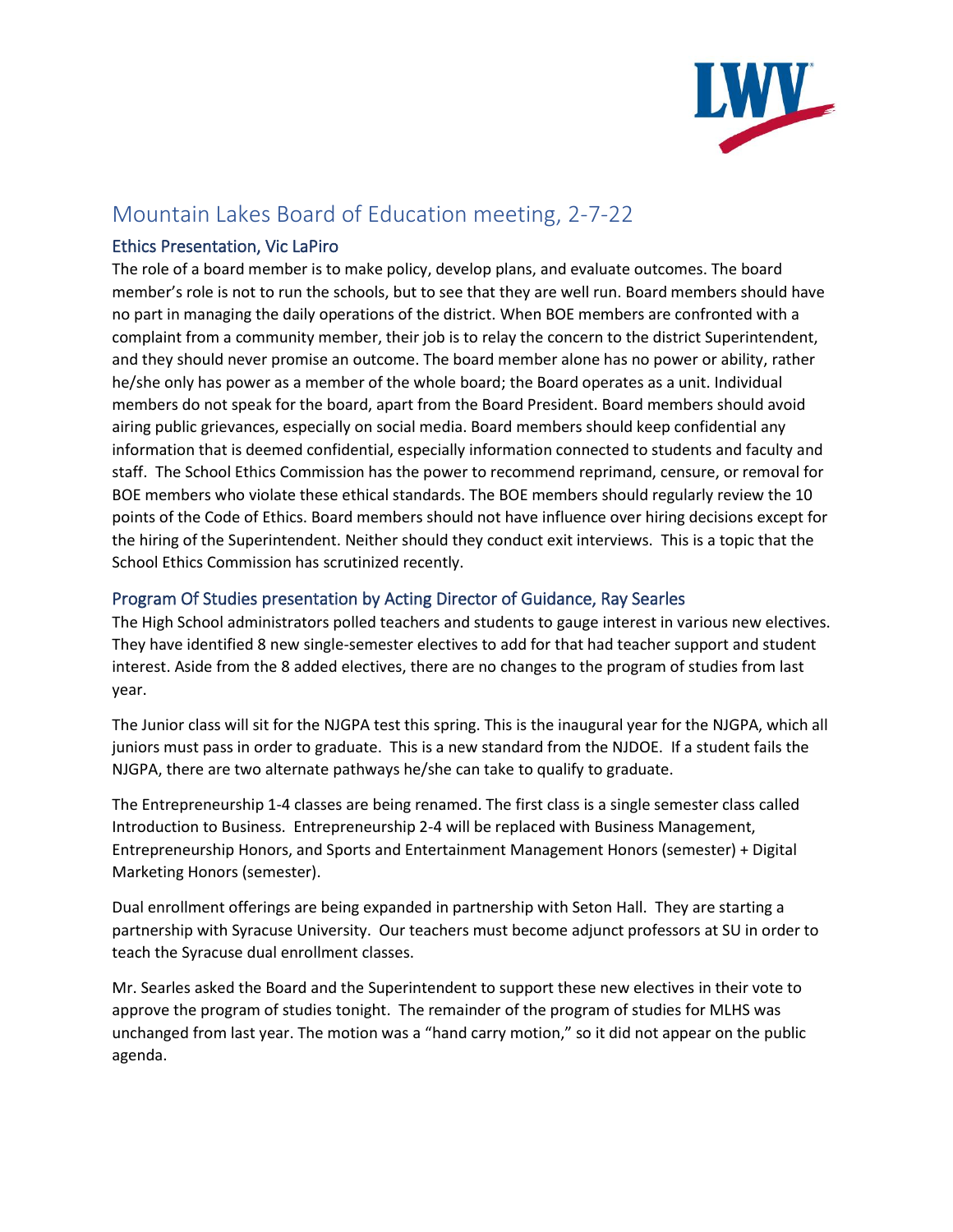# Mountain Lakes Board of Education meeting, 2-7-22

## Ethics Presentation, Vic LaPiro

The role of a board member is to make policy, develop plans, and evaluate outcomes. The board member's role is not to run the schools, but to see that they are well run. Board members should have no part in managing the daily operations of the district. When BOE members are confronted with a complaint from a community member, their job is to relay the concern to the district Superintendent, and they should never promise an outcome. The board member alone has no power or ability, rather he/she only has power as a member of the whole board; the Board operates as a unit. Individual members do not speak for the board, apart from the Board President. Board members should avoid airing public grievances, especially on social media. Board members should keep confidential any information that is deemed confidential, especially information connected to students and faculty and staff. The School Ethics Commission has the power to recommend reprimand, censure, or removal for BOE members who violate these ethical standards. The BOE members should regularly review the 10 points of the Code of Ethics. Board members should not have influence over hiring decisions except for the hiring of the Superintendent. Neither should they conduct exit interviews. This is a topic that the School Ethics Commission has scrutinized recently.

## Program Of Studies presentation by Acting Director of Guidance, Ray Searles

The High School administrators polled teachers and students to gauge interest in various new electives. They have identified 8 new single-semester electives to add for that had teacher support and student interest. Aside from the 8 added electives, there are no changes to the program of studies from last year.

The Junior class will sit for the NJGPA test this spring. This is the inaugural year for the NJGPA, which all juniors must pass in order to graduate. This is a new standard from the NJDOE. If a student fails the NJGPA, there are two alternate pathways he/she can take to qualify to graduate.

The Entrepreneurship 1-4 classes are being renamed. The first class is a single semester class called Introduction to Business. Entrepreneurship 2-4 will be replaced with Business Management, Entrepreneurship Honors, and Sports and Entertainment Management Honors (semester) + Digital Marketing Honors (semester).

Dual enrollment offerings are being expanded in partnership with Seton Hall. They are starting a partnership with Syracuse University. Our teachers must become adjunct professors at SU in order to teach the Syracuse dual enrollment classes.

Mr. Searles asked the Board and the Superintendent to support these new electives in their vote to approve the program of studies tonight. The remainder of the program of studies for MLHS was unchanged from last year. The motion was a "hand carry motion," so it did not appear on the public agenda.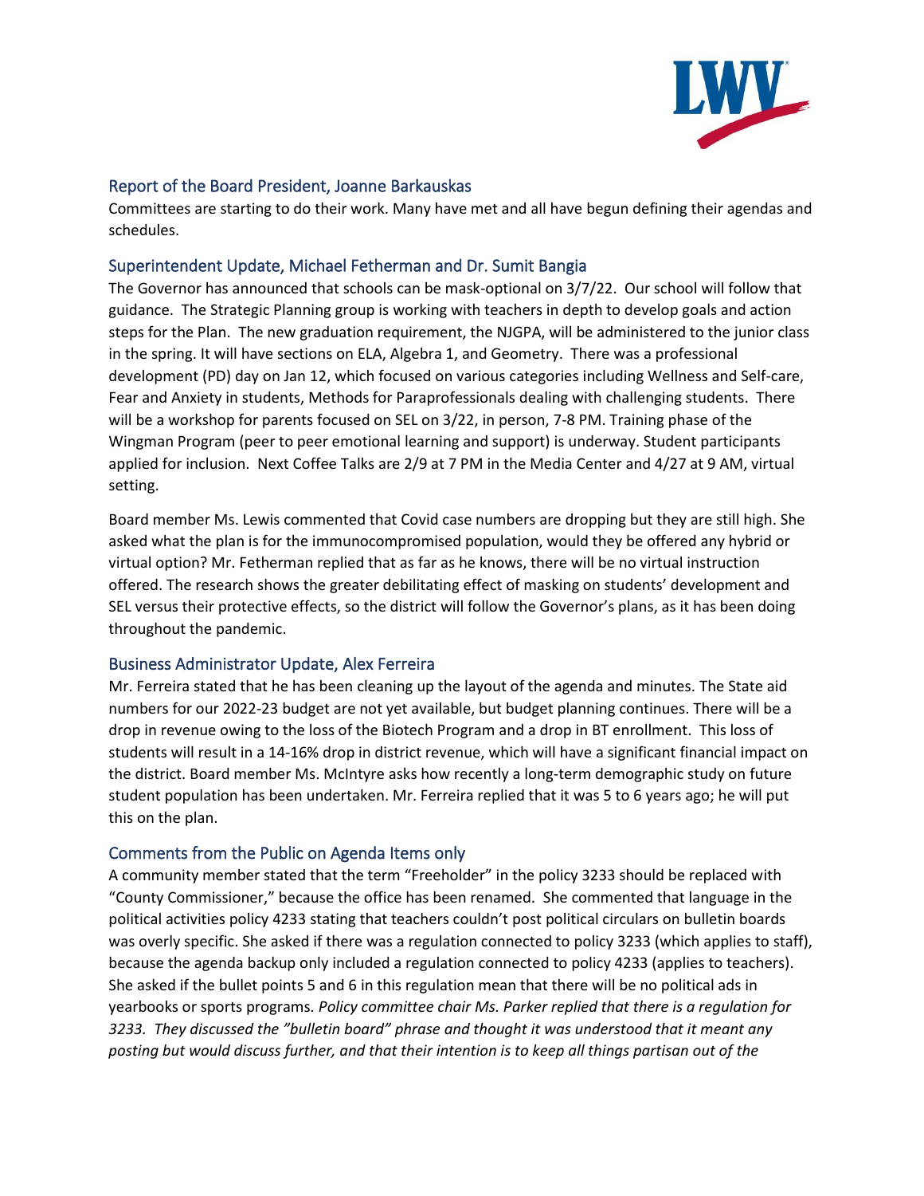## Report of the Board President, Joanne Barkauskas

Committees are starting to do their work. Many have met and all have begun defining their agendas and schedules.

## Superintendent Update, Michael Fetherman and Dr. Sumit Bangia

The Governor has announced that schools can be mask-optional on 3/7/22. Our school will follow that guidance. The Strategic Planning group is working with teachers in depth to develop goals and action steps for the Plan. The new graduation requirement, the NJGPA, will be administered to the junior class in the spring. It will have sections on ELA, Algebra 1, and Geometry. There was a professional development (PD) day on Jan 12, which focused on various categories including Wellness and Self-care, Fear and Anxiety in students, Methods for Paraprofessionals dealing with challenging students. There will be a workshop for parents focused on SEL on 3/22, in person, 7-8 PM. Training phase of the Wingman Program (peer to peer emotional learning and support) is underway. Student participants applied for inclusion. Next Coffee Talks are 2/9 at 7 PM in the Media Center and 4/27 at 9 AM, virtual setting.

Board member Ms. Lewis commented that Covid case numbers are dropping but they are still high. She asked what the plan is for the immunocompromised population, would they be offered any hybrid or virtual option? Mr. Fetherman replied that as far as he knows, there will be no virtual instruction offered. The research shows the greater debilitating effect of masking on students' development and SEL versus their protective effects, so the district will follow the Governor's plans, as it has been doing throughout the pandemic.

## Business Administrator Update, Alex Ferreira

Mr. Ferreira stated that he has been cleaning up the layout of the agenda and minutes. The State aid numbers for our 2022-23 budget are not yet available, but budget planning continues. There will be a drop in revenue owing to the loss of the Biotech Program and a drop in BT enrollment. This loss of students will result in a 14-16% drop in district revenue, which will have a significant financial impact on the district. Board member Ms. McIntyre asks how recently a long-term demographic study on future student population has been undertaken. Mr. Ferreira replied that it was 5 to 6 years ago; he will put this on the plan.

## Comments from the Public on Agenda Items only

A community member stated that the term "Freeholder" in the policy 3233 should be replaced with "County Commissioner," because the office has been renamed. She commented that language in the political activities policy 4233 stating that teachers couldn't post political circulars on bulletin boards was overly specific. She asked if there was a regulation connected to policy 3233 (which applies to staff), because the agenda backup only included a regulation connected to policy 4233 (applies to teachers). She asked if the bullet points 5 and 6 in this regulation mean that there will be no political ads in yearbooks or sports programs. *Policy committee chair Ms. Parker replied that there is a regulation for 3233. They discussed the "bulletin board" phrase and thought it was understood that it meant any posting but would discuss further, and that their intention is to keep all things partisan out of the*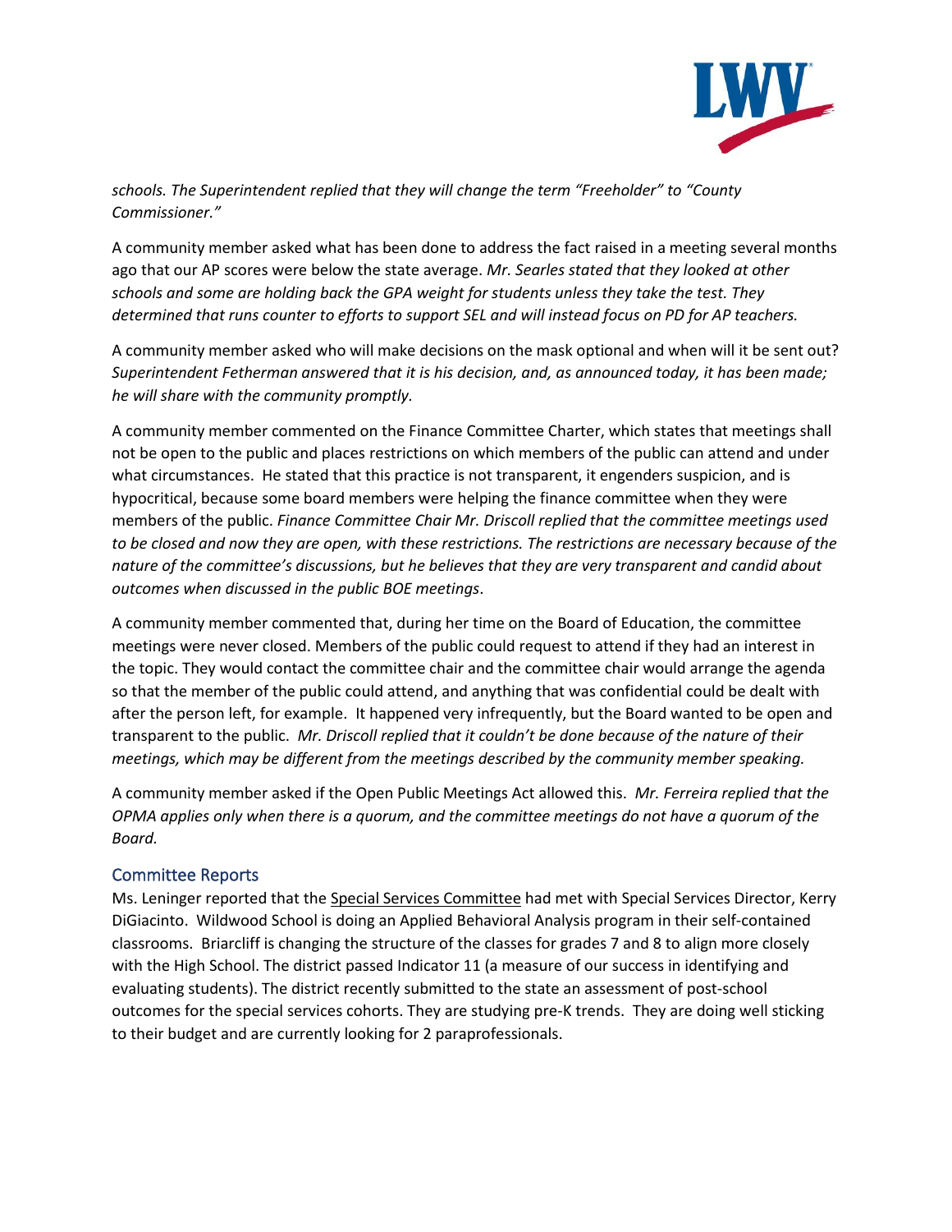*schools. The Superintendent replied that they will change the term "Freeholder" to "County Commissioner."*

A community member asked what has been done to address the fact raised in a meeting several months ago that our AP scores were below the state average. *Mr. Searles stated that they looked at other schools and some are holding back the GPA weight for students unless they take the test. They determined that runs counter to efforts to support SEL and will instead focus on PD for AP teachers.*

A community member asked who will make decisions on the mask optional and when will it be sent out? *Superintendent Fetherman answered that it is his decision, and, as announced today, it has been made; he will share with the community promptly.*

A community member commented on the Finance Committee Charter, which states that meetings shall not be open to the public and places restrictions on which members of the public can attend and under what circumstances. He stated that this practice is not transparent, it engenders suspicion, and is hypocritical, because some board members were helping the finance committee when they were members of the public. *Finance Committee Chair Mr. Driscoll replied that the committee meetings used to be closed and now they are open, with these restrictions. The restrictions are necessary because of the nature of the committee's discussions, but he believes that they are very transparent and candid about outcomes when discussed in the public BOE meetings*.

A community member commented that, during her time on the Board of Education, the committee meetings were never closed. Members of the public could request to attend if they had an interest in the topic. They would contact the committee chair and the committee chair would arrange the agenda so that the member of the public could attend, and anything that was confidential could be dealt with after the person left, for example. It happened very infrequently, but the Board wanted to be open and transparent to the public. *Mr. Driscoll replied that it couldn't be done because of the nature of their meetings, which may be different from the meetings described by the community member speaking.*

A community member asked if the Open Public Meetings Act allowed this. *Mr. Ferreira replied that the OPMA applies only when there is a quorum, and the committee meetings do not have a quorum of the Board.*

## Committee Reports

Ms. Leninger reported that the Special Services Committee had met with Special Services Director, Kerry DiGiacinto. Wildwood School is doing an Applied Behavioral Analysis program in their self-contained classrooms. Briarcliff is changing the structure of the classes for grades 7 and 8 to align more closely with the High School. The district passed Indicator 11 (a measure of our success in identifying and evaluating students). The district recently submitted to the state an assessment of post-school outcomes for the special services cohorts. They are studying pre-K trends. They are doing well sticking to their budget and are currently looking for 2 paraprofessionals.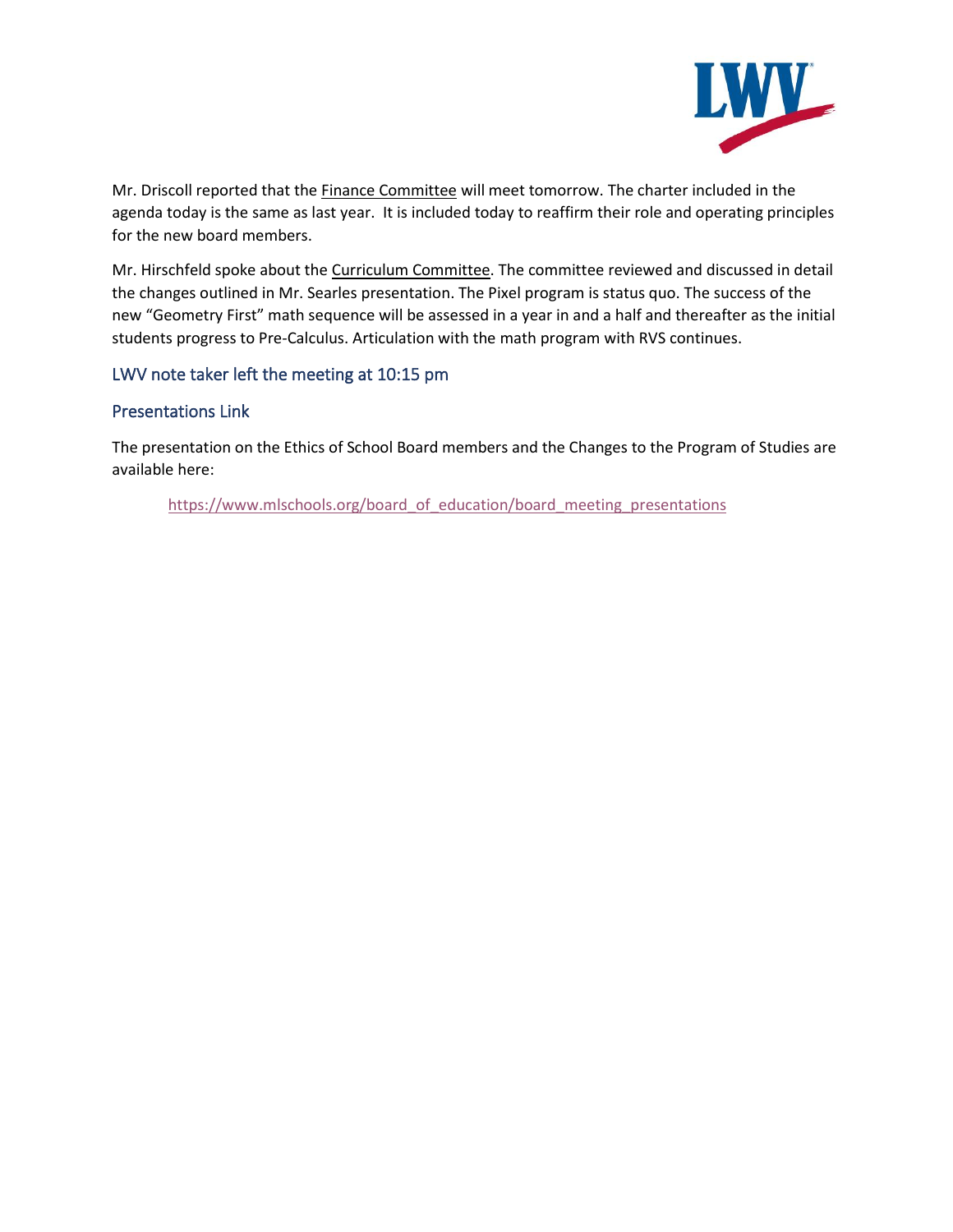Mr. Driscoll reported that the Finance Committee will meet tomorrow. The charter included in the agenda today is the same as last year. It is included today to reaffirm their role and operating principles for the new board members.

Mr. Hirschfeld spoke about the Curriculum Committee. The committee reviewed and discussed in detail the changes outlined in Mr. Searles presentation. The Pixel program is status quo. The success of the new "Geometry First" math sequence will be assessed in a year in and a half and thereafter as the initial students progress to Pre-Calculus. Articulation with the math program with RVS continues.

## LWV note taker left the meeting at 10:15 pm

## Presentations Link

The presentation on the Ethics of School Board members and the Changes to the Program of Studies are available here:

https://www.mlschools.org/board_of_education/board_meeting_presentations